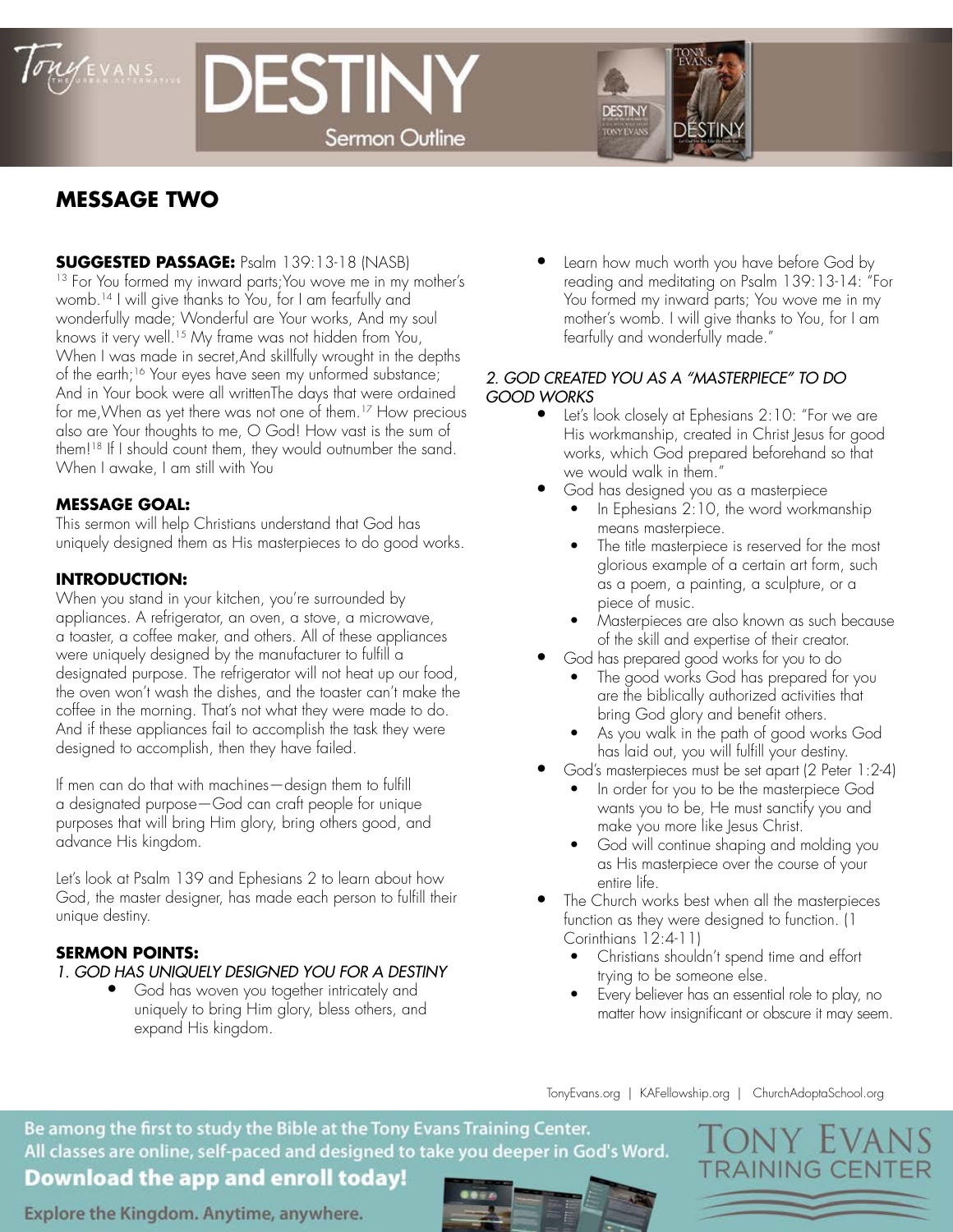# DESTINY

Sermon Outline

## MESSAGE TWO

**SUGGESTED PASSAGE:** Psalm 139:13-18 (NASB)

[13] For You formed my inward parts;You wove me in my mother's womb.[14] I will give thanks to You, for I am fearfully and wonderfully made; Wonderful are Your works, And my soul knows it very well.[15] My frame was not hidden from You, When I was made in secret,And skillfully wrought in the depths of the earth;[16] Your eyes have seen my unformed substance; And in Your book were all writtenThe days that were ordained for me,When as yet there was not one of them.[17] How precious also are Your thoughts to me, O God! How vast is the sum of them![18] If I should count them, they would outnumber the sand. When I awake, I am still with You

**MESSAGE GOAL:**

This sermon will help Christians understand that God has uniquely designed them as His masterpieces to do good works.

**INTRODUCTION:**

When you stand in your kitchen, you're surrounded by appliances. A refrigerator, an oven, a stove, a microwave, a toaster, a coffee maker, and others. All of these appliances were uniquely designed by the manufacturer to fulfill a designated purpose. The refrigerator will not heat up our food, the oven won't wash the dishes, and the toaster can't make the coffee in the morning. That's not what they were made to do. And if these appliances fail to accomplish the task they were designed to accomplish, then they have failed.

If men can do that with machines—design them to fulfill a designated purpose—God can craft people for unique purposes that will bring Him glory, bring others good, and advance His kingdom.

Let's look at Psalm 139 and Ephesians 2 to learn about how God, the master designer, has made each person to fulfill their unique destiny.

**SERMON POINTS:**

*1. GOD HAS UNIQUELY DESIGNED YOU FOR A DESTINY*

- God has woven you together intricately and uniquely to bring Him glory, bless others, and expand His kingdom.
- Learn how much worth you have before God by reading and meditating on Psalm 139:13-14: "For You formed my inward parts; You wove me in my mother's womb. I will give thanks to You, for I am fearfully and wonderfully made."

*2. GOD CREATED YOU AS A "MASTERPIECE" TO DO GOOD WORKS*

- Let's look closely at Ephesians 2:10: "For we are His workmanship, created in Christ Jesus for good works, which God prepared beforehand so that we would walk in them."
- God has designed you as a masterpiece
  - In Ephesians 2:10, the word workmanship means masterpiece.
  - The title masterpiece is reserved for the most glorious example of a certain art form, such as a poem, a painting, a sculpture, or a piece of music.
  - Masterpieces are also known as such because of the skill and expertise of their creator.
- God has prepared good works for you to do
  - The good works God has prepared for you are the biblically authorized activities that bring God glory and benefit others.
  - As you walk in the path of good works God has laid out, you will fulfill your destiny.
- God's masterpieces must be set apart (2 Peter 1:2-4)
  - In order for you to be the masterpiece God wants you to be, He must sanctify you and make you more like Jesus Christ.
  - God will continue shaping and molding you as His masterpiece over the course of your entire life.
- The Church works best when all the masterpieces function as they were designed to function. (1 Corinthians 12:4-11)
  - Christians shouldn't spend time and effort trying to be someone else.
  - Every believer has an essential role to play, no matter how insignificant or obscure it may seem.

TonyEvans.org | KAFellowship.org | ChurchAdoptaSchool.org

Be among the first to study the Bible at the Tony Evans Training Center. All classes are online, self-paced and designed to take you deeper in God's Word.

**Download the app and enroll today!**

Explore the Kingdom. Anytime, anywhere.

TONY EVANS TRAINING CENTER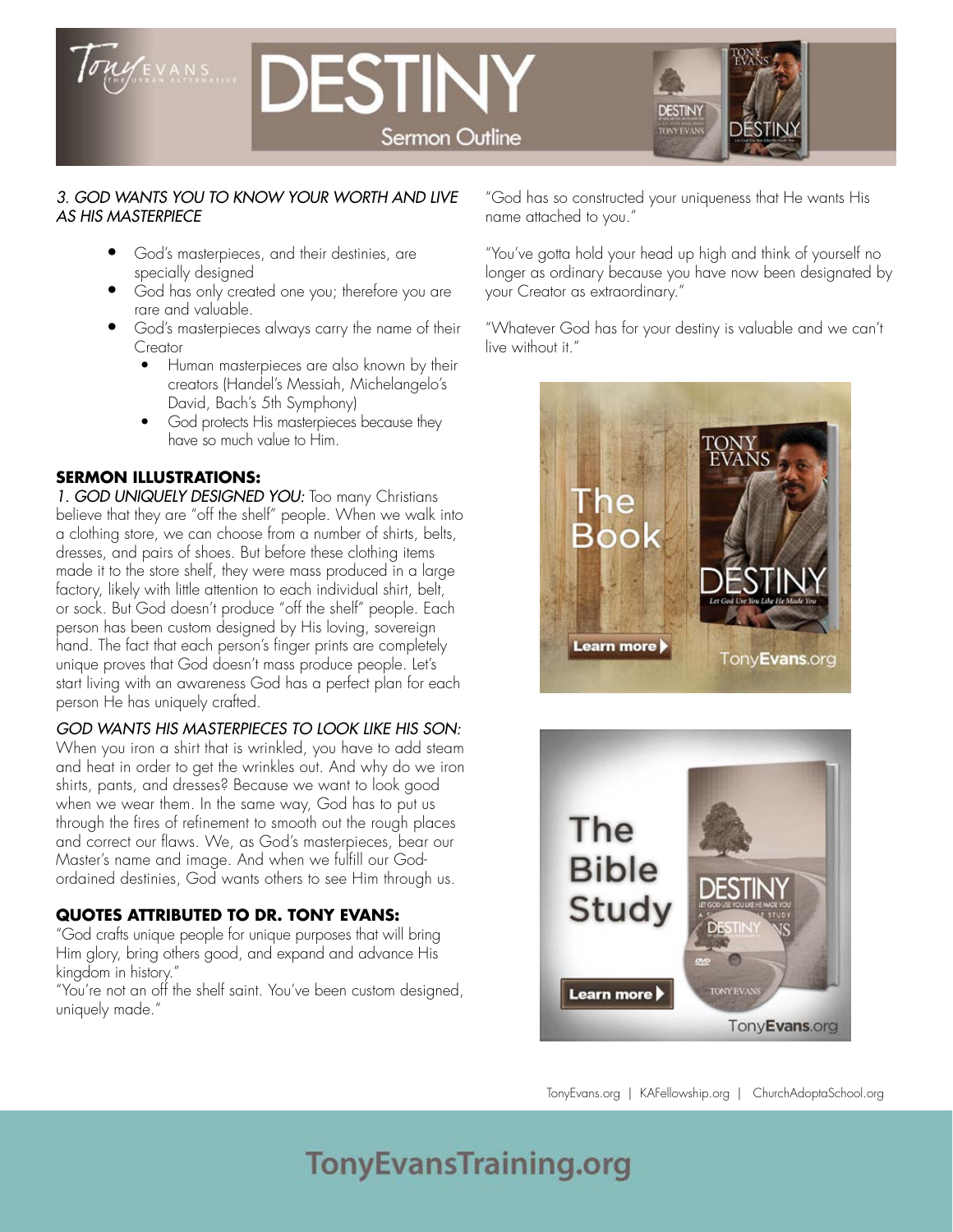*3. GOD WANTS YOU TO KNOW YOUR WORTH AND LIVE AS HIS MASTERPIECE*

- God's masterpieces, and their destinies, are specially designed
- God has only created one you; therefore you are rare and valuable.
- God's masterpieces always carry the name of their Creator
  - Human masterpieces are also known by their creators (Handel's Messiah, Michelangelo's David, Bach's 5th Symphony)
  - God protects His masterpieces because they have so much value to Him.

## SERMON ILLUSTRATIONS:

*1. GOD UNIQUELY DESIGNED YOU:* Too many Christians believe that they are "off the shelf" people. When we walk into a clothing store, we can choose from a number of shirts, belts, dresses, and pairs of shoes. But before these clothing items made it to the store shelf, they were mass produced in a large factory, likely with little attention to each individual shirt, belt, or sock. But God doesn't produce "off the shelf" people. Each person has been custom designed by His loving, sovereign hand. The fact that each person's finger prints are completely unique proves that God doesn't mass produce people. Let's start living with an awareness God has a perfect plan for each person He has uniquely crafted.

*GOD WANTS HIS MASTERPIECES TO LOOK LIKE HIS SON:* When you iron a shirt that is wrinkled, you have to add steam and heat in order to get the wrinkles out. And why do we iron shirts, pants, and dresses? Because we want to look good when we wear them. In the same way, God has to put us through the fires of refinement to smooth out the rough places and correct our flaws. We, as God's masterpieces, bear our Master's name and image. And when we fulfill our God-ordained destinies, God wants others to see Him through us.

## QUOTES ATTRIBUTED TO DR. TONY EVANS:

"God crafts unique people for unique purposes that will bring Him glory, bring others good, and expand and advance His kingdom in history."

"You're not an off the shelf saint. You've been custom designed, uniquely made."

"God has so constructed your uniqueness that He wants His name attached to you."

"You've gotta hold your head up high and think of yourself no longer as ordinary because you have now been designated by your Creator as extraordinary."

"Whatever God has for your destiny is valuable and we can't live without it."

TonyEvans.org | KAFellowship.org | ChurchAdoptaSchool.org

TonyEvansTraining.org